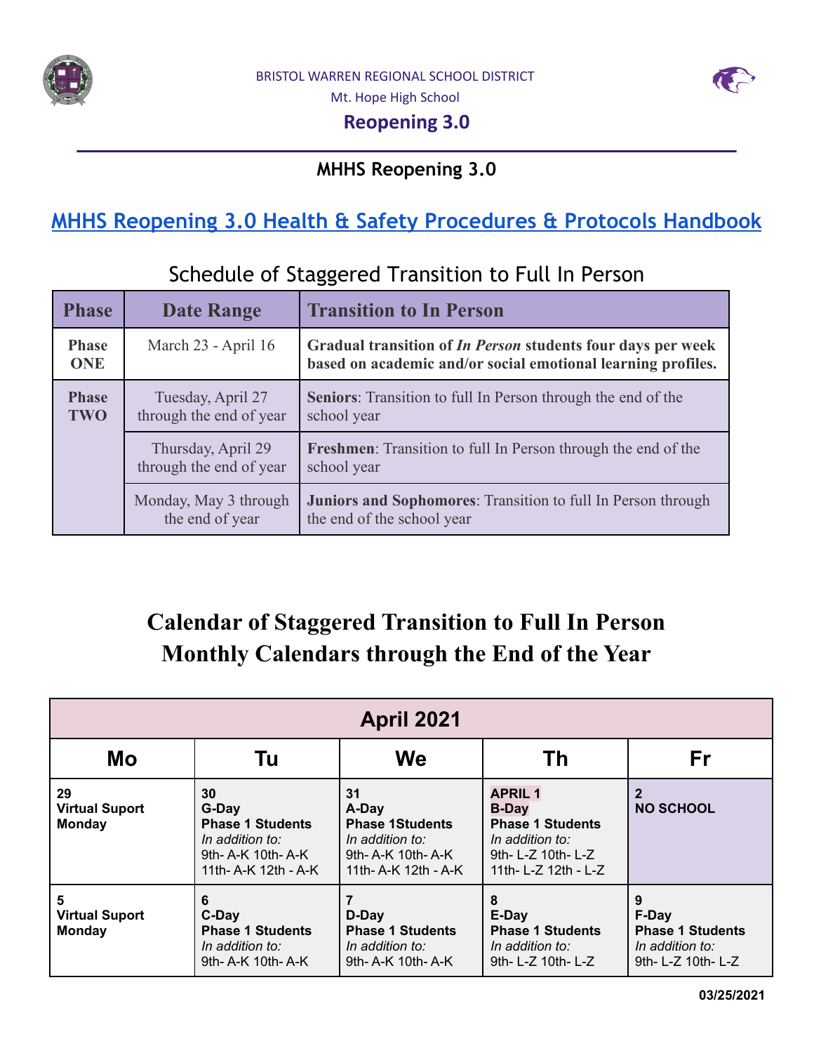BRISTOL WARREN REGIONAL SCHOOL DISTRICT

Mt. Hope High School

**Reopening 3.0**

## MHHS Reopening 3.0

## MHHS Reopening 3.0 Health & Safety Procedures & Protocols Handbook

### Schedule of Staggered Transition to Full In Person

| Phase | Date Range | Transition to In Person |
|---|---|---|
| **Phase ONE** | March 23 - April 16 | **Gradual transition of *In Person* students four days per week based on academic and/or social emotional learning profiles.** |
| **Phase TWO** | Tuesday, April 27 through the end of year | **Seniors**: Transition to full In Person through the end of the school year |
| | Thursday, April 29 through the end of year | **Freshmen**: Transition to full In Person through the end of the school year |
| | Monday, May 3 through the end of year | **Juniors and Sophomores**: Transition to full In Person through the end of the school year |

## Calendar of Staggered Transition to Full In Person
## Monthly Calendars through the End of the Year

| April 2021 | | | | |
|---|---|---|---|---|
| **Mo** | **Tu** | **We** | **Th** | **Fr** |
| **29** **Virtual Suport Monday** | **30** **G-Day** **Phase 1 Students** *In addition to:* 9th- A-K 10th- A-K 11th- A-K 12th - A-K | **31** **A-Day** **Phase 1Students** *In addition to:* 9th- A-K 10th- A-K 11th- A-K 12th - A-K | **APRIL 1** **B-Day** **Phase 1 Students** *In addition to:* 9th- L-Z 10th- L-Z 11th- L-Z 12th - L-Z | **2** **NO SCHOOL** |
| **5** **Virtual Suport Monday** | **6** **C-Day** **Phase 1 Students** *In addition to:* 9th- A-K 10th- A-K | **7** **D-Day** **Phase 1 Students** *In addition to:* 9th- A-K 10th- A-K | **8** **E-Day** **Phase 1 Students** *In addition to:* 9th- L-Z 10th- L-Z | **9** **F-Day** **Phase 1 Students** *In addition to:* 9th- L-Z 10th- L-Z |

03/25/2021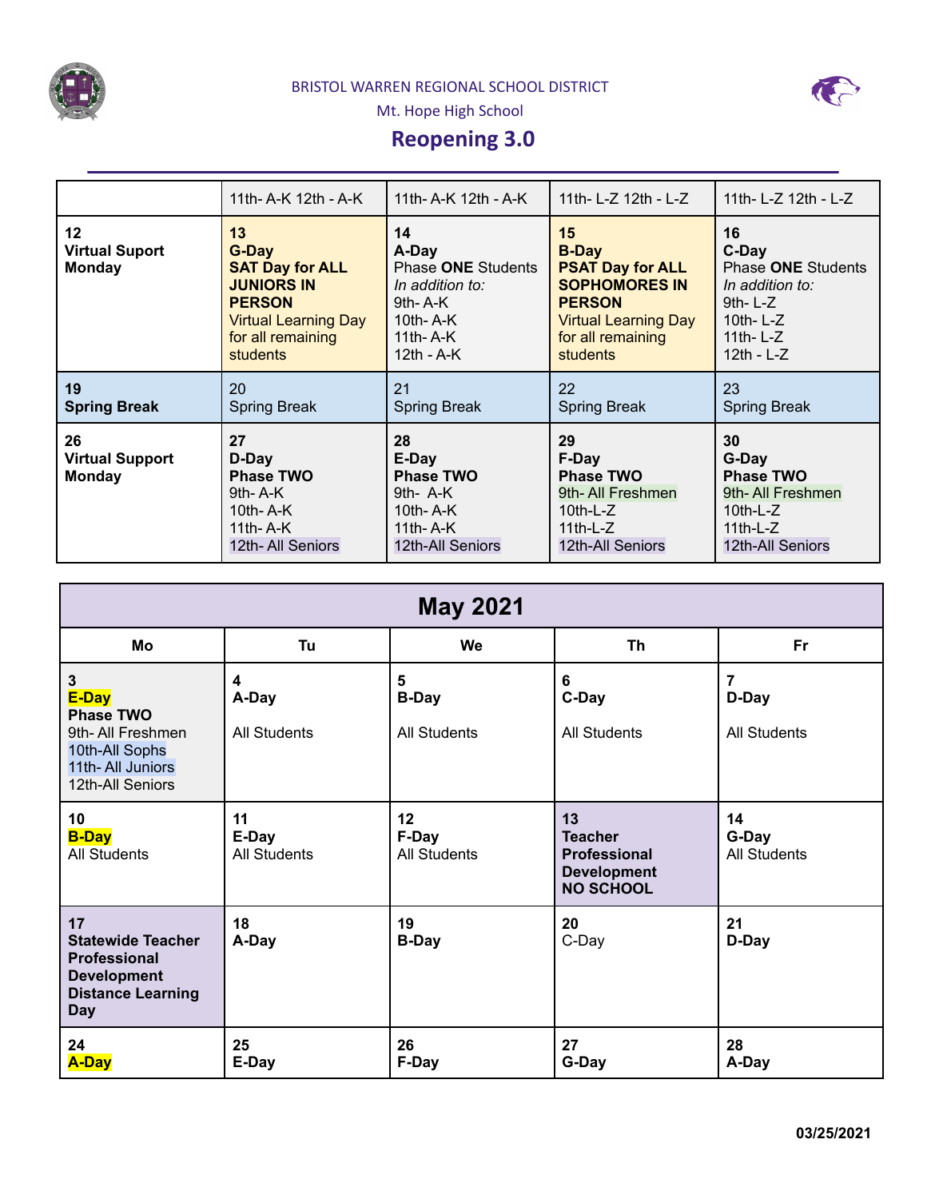BRISTOL WARREN REGIONAL SCHOOL DISTRICT

Mt. Hope High School

# Reopening 3.0

| | 11th- A-K 12th - A-K | 11th- A-K 12th - A-K | 11th- L-Z 12th - L-Z | 11th- L-Z 12th - L-Z |
|---|---|---|---|---|
| **12** **Virtual Suport Monday** | **13** **G-Day** **SAT Day for ALL JUNIORS IN PERSON** Virtual Learning Day for all remaining students | **14** **A-Day** Phase **ONE** Students *In addition to:* 9th- A-K 10th- A-K 11th- A-K 12th - A-K | **15** **B-Day** **PSAT Day for ALL SOPHOMORES IN PERSON** Virtual Learning Day for all remaining students | **16** **C-Day** Phase **ONE** Students *In addition to:* 9th- L-Z 10th- L-Z 11th- L-Z 12th - L-Z |
| **19** **Spring Break** | 20 Spring Break | 21 Spring Break | 22 Spring Break | 23 Spring Break |
| **26** **Virtual Support Monday** | **27** **D-Day** **Phase TWO** 9th- A-K 10th- A-K 11th- A-K 12th- All Seniors | **28** **E-Day** **Phase TWO** 9th- A-K 10th- A-K 11th- A-K 12th-All Seniors | **29** **F-Day** **Phase TWO** 9th- All Freshmen 10th-L-Z 11th-L-Z 12th-All Seniors | **30** **G-Day** **Phase TWO** 9th- All Freshmen 10th-L-Z 11th-L-Z 12th-All Seniors |

| **May 2021** | | | | |
|---|---|---|---|---|
| **Mo** | **Tu** | **We** | **Th** | **Fr** |
| **3** **E-Day** **Phase TWO** 9th- All Freshmen 10th-All Sophs 11th- All Juniors 12th-All Seniors | **4** **A-Day** All Students | **5** **B-Day** All Students | **6** **C-Day** All Students | **7** **D-Day** All Students |
| **10** **B-Day** All Students | **11** **E-Day** All Students | **12** **F-Day** All Students | **13** **Teacher Professional Development NO SCHOOL** | **14** **G-Day** All Students |
| **17** **Statewide Teacher Professional Development Distance Learning Day** | **18** **A-Day** | **19** **B-Day** | **20** C-Day | **21** **D-Day** |
| **24** **A-Day** | **25** **E-Day** | **26** **F-Day** | **27** **G-Day** | **28** **A-Day** |

**03/25/2021**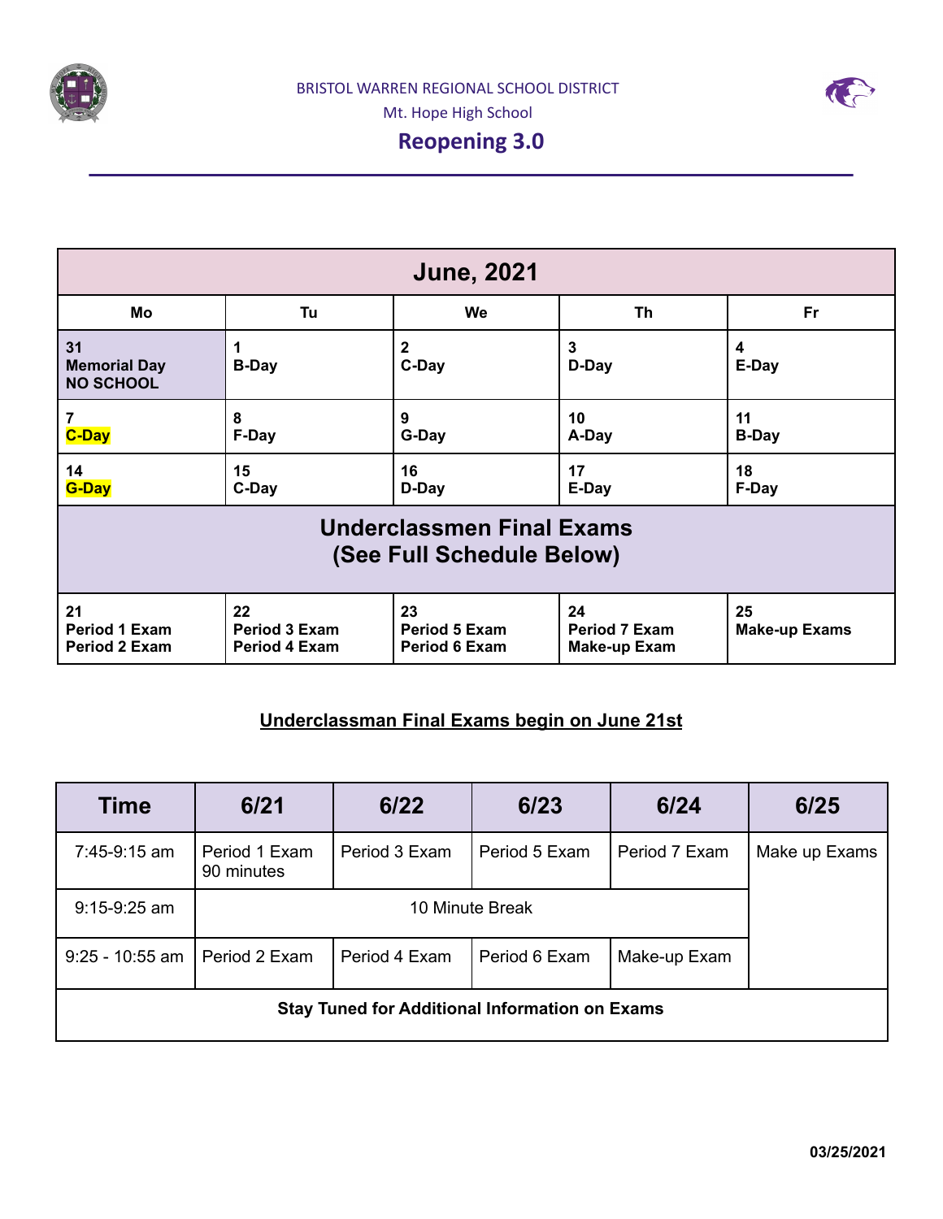BRISTOL WARREN REGIONAL SCHOOL DISTRICT

Mt. Hope High School

# Reopening 3.0

| June, 2021 | | | | |
|---|---|---|---|---|
| **Mo** | **Tu** | **We** | **Th** | **Fr** |
| **31** **Memorial Day NO SCHOOL** | **1** **B-Day** | **2** **C-Day** | **3** **D-Day** | **4** **E-Day** |
| **7** **C-Day** | **8** **F-Day** | **9** **G-Day** | **10** **A-Day** | **11** **B-Day** |
| **14** **G-Day** | **15** **C-Day** | **16** **D-Day** | **17** **E-Day** | **18** **F-Day** |
| **Underclassmen Final Exams (See Full Schedule Below)** | | | | |
| **21** **Period 1 Exam** **Period 2 Exam** | **22** **Period 3 Exam** **Period 4 Exam** | **23** **Period 5 Exam** **Period 6 Exam** | **24** **Period 7 Exam** **Make-up Exam** | **25** **Make-up Exams** |

**Underclassman Final Exams begin on June 21st**

| Time | 6/21 | 6/22 | 6/23 | 6/24 | 6/25 |
|---|---|---|---|---|---|
| 7:45-9:15 am | Period 1 Exam 90 minutes | Period 3 Exam | Period 5 Exam | Period 7 Exam | Make up Exams |
| 9:15-9:25 am | 10 Minute Break | | | | |
| 9:25 - 10:55 am | Period 2 Exam | Period 4 Exam | Period 6 Exam | Make-up Exam | |
| **Stay Tuned for Additional Information on Exams** | | | | | |

**03/25/2021**